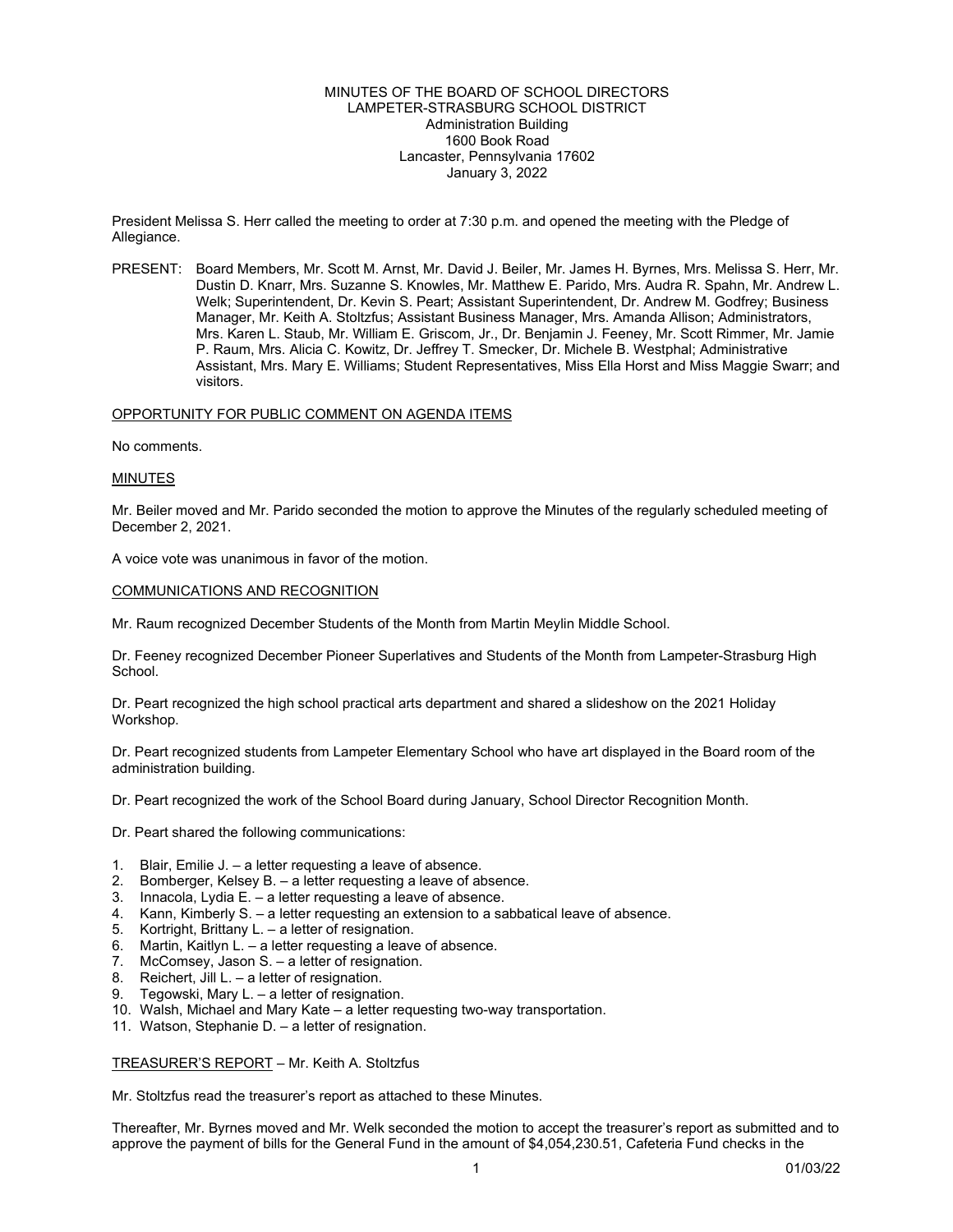MINUTES OF THE BOARD OF SCHOOL DIRECTORS
LAMPETER-STRASBURG SCHOOL DISTRICT
Administration Building
1600 Book Road
Lancaster, Pennsylvania 17602
January 3, 2022

President Melissa S. Herr called the meeting to order at 7:30 p.m. and opened the meeting with the Pledge of Allegiance.

PRESENT: Board Members, Mr. Scott M. Arnst, Mr. David J. Beiler, Mr. James H. Byrnes, Mrs. Melissa S. Herr, Mr. Dustin D. Knarr, Mrs. Suzanne S. Knowles, Mr. Matthew E. Parido, Mrs. Audra R. Spahn, Mr. Andrew L. Welk; Superintendent, Dr. Kevin S. Peart; Assistant Superintendent, Dr. Andrew M. Godfrey; Business Manager, Mr. Keith A. Stoltzfus; Assistant Business Manager, Mrs. Amanda Allison; Administrators, Mrs. Karen L. Staub, Mr. William E. Griscom, Jr., Dr. Benjamin J. Feeney, Mr. Scott Rimmer, Mr. Jamie P. Raum, Mrs. Alicia C. Kowitz, Dr. Jeffrey T. Smecker, Dr. Michele B. Westphal; Administrative Assistant, Mrs. Mary E. Williams; Student Representatives, Miss Ella Horst and Miss Maggie Swarr; and visitors.

## OPPORTUNITY FOR PUBLIC COMMENT ON AGENDA ITEMS

No comments.

## MINUTES

Mr. Beiler moved and Mr. Parido seconded the motion to approve the Minutes of the regularly scheduled meeting of December 2, 2021.

A voice vote was unanimous in favor of the motion.

## COMMUNICATIONS AND RECOGNITION

Mr. Raum recognized December Students of the Month from Martin Meylin Middle School.

Dr. Feeney recognized December Pioneer Superlatives and Students of the Month from Lampeter-Strasburg High School.

Dr. Peart recognized the high school practical arts department and shared a slideshow on the 2021 Holiday Workshop.

Dr. Peart recognized students from Lampeter Elementary School who have art displayed in the Board room of the administration building.

Dr. Peart recognized the work of the School Board during January, School Director Recognition Month.

Dr. Peart shared the following communications:

1. Blair, Emilie J. – a letter requesting a leave of absence.
2. Bomberger, Kelsey B. – a letter requesting a leave of absence.
3. Innacola, Lydia E. – a letter requesting a leave of absence.
4. Kann, Kimberly S. – a letter requesting an extension to a sabbatical leave of absence.
5. Kortright, Brittany L. – a letter of resignation.
6. Martin, Kaitlyn L. – a letter requesting a leave of absence.
7. McComsey, Jason S. – a letter of resignation.
8. Reichert, Jill L. – a letter of resignation.
9. Tegowski, Mary L. – a letter of resignation.
10. Walsh, Michael and Mary Kate – a letter requesting two-way transportation.
11. Watson, Stephanie D. – a letter of resignation.

## TREASURER'S REPORT – Mr. Keith A. Stoltzfus

Mr. Stoltzfus read the treasurer's report as attached to these Minutes.

Thereafter, Mr. Byrnes moved and Mr. Welk seconded the motion to accept the treasurer's report as submitted and to approve the payment of bills for the General Fund in the amount of $4,054,230.51, Cafeteria Fund checks in the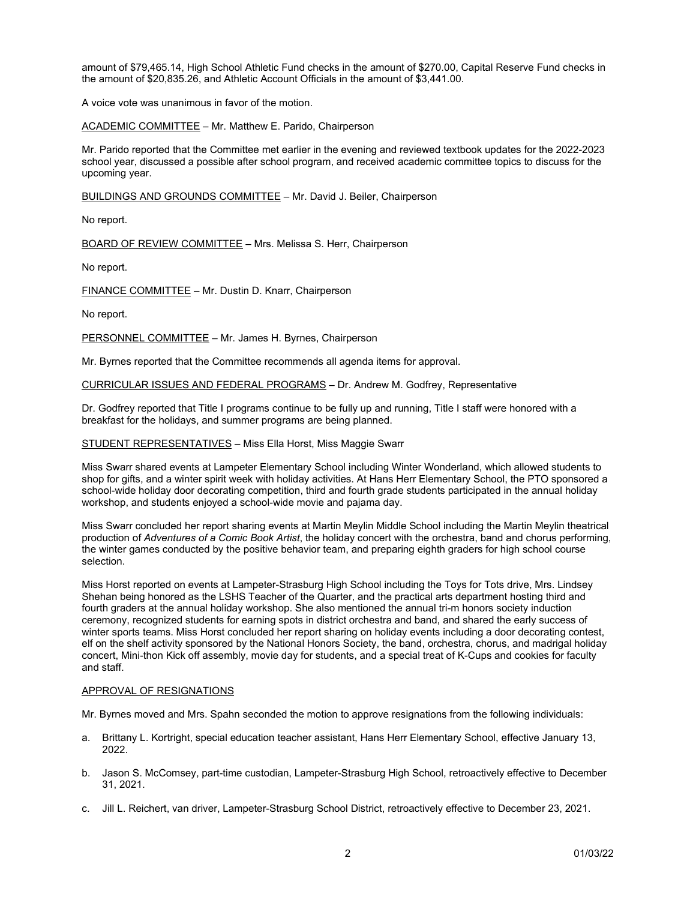amount of $79,465.14, High School Athletic Fund checks in the amount of $270.00, Capital Reserve Fund checks in the amount of $20,835.26, and Athletic Account Officials in the amount of $3,441.00.

A voice vote was unanimous in favor of the motion.

ACADEMIC COMMITTEE – Mr. Matthew E. Parido, Chairperson

Mr. Parido reported that the Committee met earlier in the evening and reviewed textbook updates for the 2022-2023 school year, discussed a possible after school program, and received academic committee topics to discuss for the upcoming year.

BUILDINGS AND GROUNDS COMMITTEE – Mr. David J. Beiler, Chairperson

No report.

BOARD OF REVIEW COMMITTEE – Mrs. Melissa S. Herr, Chairperson

No report.

FINANCE COMMITTEE – Mr. Dustin D. Knarr, Chairperson

No report.

PERSONNEL COMMITTEE – Mr. James H. Byrnes, Chairperson

Mr. Byrnes reported that the Committee recommends all agenda items for approval.

CURRICULAR ISSUES AND FEDERAL PROGRAMS – Dr. Andrew M. Godfrey, Representative

Dr. Godfrey reported that Title I programs continue to be fully up and running, Title I staff were honored with a breakfast for the holidays, and summer programs are being planned.

STUDENT REPRESENTATIVES – Miss Ella Horst, Miss Maggie Swarr

Miss Swarr shared events at Lampeter Elementary School including Winter Wonderland, which allowed students to shop for gifts, and a winter spirit week with holiday activities. At Hans Herr Elementary School, the PTO sponsored a school-wide holiday door decorating competition, third and fourth grade students participated in the annual holiday workshop, and students enjoyed a school-wide movie and pajama day.

Miss Swarr concluded her report sharing events at Martin Meylin Middle School including the Martin Meylin theatrical production of *Adventures of a Comic Book Artist*, the holiday concert with the orchestra, band and chorus performing, the winter games conducted by the positive behavior team, and preparing eighth graders for high school course selection.

Miss Horst reported on events at Lampeter-Strasburg High School including the Toys for Tots drive, Mrs. Lindsey Shehan being honored as the LSHS Teacher of the Quarter, and the practical arts department hosting third and fourth graders at the annual holiday workshop. She also mentioned the annual tri-m honors society induction ceremony, recognized students for earning spots in district orchestra and band, and shared the early success of winter sports teams. Miss Horst concluded her report sharing on holiday events including a door decorating contest, elf on the shelf activity sponsored by the National Honors Society, the band, orchestra, chorus, and madrigal holiday concert, Mini-thon Kick off assembly, movie day for students, and a special treat of K-Cups and cookies for faculty and staff.

APPROVAL OF RESIGNATIONS

Mr. Byrnes moved and Mrs. Spahn seconded the motion to approve resignations from the following individuals:

a. Brittany L. Kortright, special education teacher assistant, Hans Herr Elementary School, effective January 13, 2022.

b. Jason S. McComsey, part-time custodian, Lampeter-Strasburg High School, retroactively effective to December 31, 2021.

c. Jill L. Reichert, van driver, Lampeter-Strasburg School District, retroactively effective to December 23, 2021.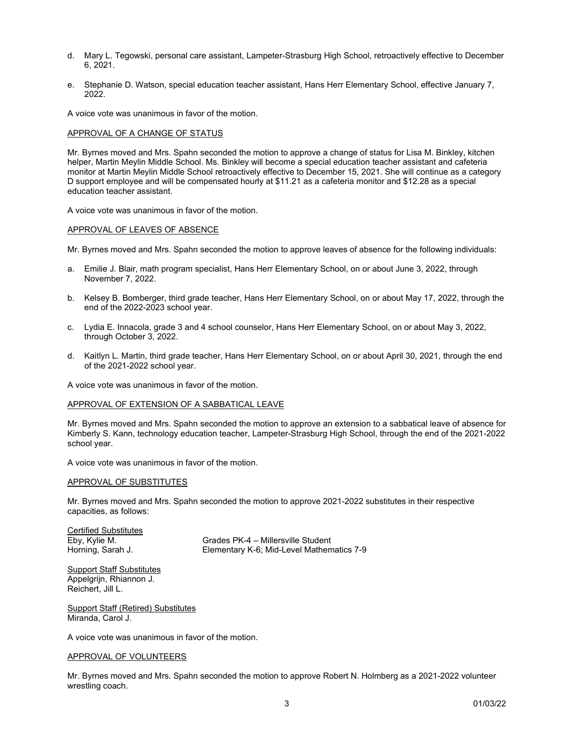d. Mary L. Tegowski, personal care assistant, Lampeter-Strasburg High School, retroactively effective to December 6, 2021.

e. Stephanie D. Watson, special education teacher assistant, Hans Herr Elementary School, effective January 7, 2022.

A voice vote was unanimous in favor of the motion.

APPROVAL OF A CHANGE OF STATUS

Mr. Byrnes moved and Mrs. Spahn seconded the motion to approve a change of status for Lisa M. Binkley, kitchen helper, Martin Meylin Middle School. Ms. Binkley will become a special education teacher assistant and cafeteria monitor at Martin Meylin Middle School retroactively effective to December 15, 2021. She will continue as a category D support employee and will be compensated hourly at $11.21 as a cafeteria monitor and $12.28 as a special education teacher assistant.

A voice vote was unanimous in favor of the motion.

APPROVAL OF LEAVES OF ABSENCE

Mr. Byrnes moved and Mrs. Spahn seconded the motion to approve leaves of absence for the following individuals:

a. Emilie J. Blair, math program specialist, Hans Herr Elementary School, on or about June 3, 2022, through November 7, 2022.

b. Kelsey B. Bomberger, third grade teacher, Hans Herr Elementary School, on or about May 17, 2022, through the end of the 2022-2023 school year.

c. Lydia E. Innacola, grade 3 and 4 school counselor, Hans Herr Elementary School, on or about May 3, 2022, through October 3, 2022.

d. Kaitlyn L. Martin, third grade teacher, Hans Herr Elementary School, on or about April 30, 2021, through the end of the 2021-2022 school year.

A voice vote was unanimous in favor of the motion.

APPROVAL OF EXTENSION OF A SABBATICAL LEAVE

Mr. Byrnes moved and Mrs. Spahn seconded the motion to approve an extension to a sabbatical leave of absence for Kimberly S. Kann, technology education teacher, Lampeter-Strasburg High School, through the end of the 2021-2022 school year.

A voice vote was unanimous in favor of the motion.

APPROVAL OF SUBSTITUTES

Mr. Byrnes moved and Mrs. Spahn seconded the motion to approve 2021-2022 substitutes in their respective capacities, as follows:

Certified Substitutes

| | |
|---|---|
| Eby, Kylie M. | Grades PK-4 – Millersville Student |
| Horning, Sarah J. | Elementary K-6; Mid-Level Mathematics 7-9 |

Support Staff Substitutes
Appelgrijn, Rhiannon J.
Reichert, Jill L.

Support Staff (Retired) Substitutes
Miranda, Carol J.

A voice vote was unanimous in favor of the motion.

APPROVAL OF VOLUNTEERS

Mr. Byrnes moved and Mrs. Spahn seconded the motion to approve Robert N. Holmberg as a 2021-2022 volunteer wrestling coach.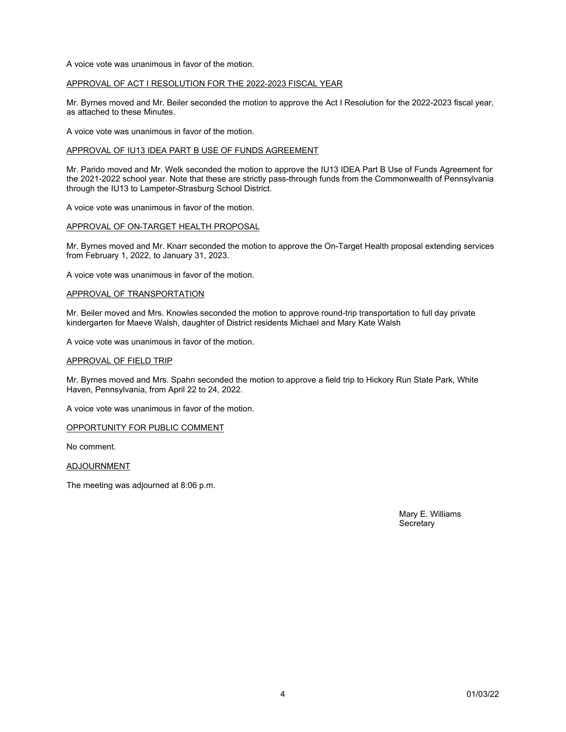A voice vote was unanimous in favor of the motion.

APPROVAL OF ACT I RESOLUTION FOR THE 2022-2023 FISCAL YEAR

Mr. Byrnes moved and Mr. Beiler seconded the motion to approve the Act I Resolution for the 2022-2023 fiscal year, as attached to these Minutes.

A voice vote was unanimous in favor of the motion.

APPROVAL OF IU13 IDEA PART B USE OF FUNDS AGREEMENT

Mr. Parido moved and Mr. Welk seconded the motion to approve the IU13 IDEA Part B Use of Funds Agreement for the 2021-2022 school year. Note that these are strictly pass-through funds from the Commonwealth of Pennsylvania through the IU13 to Lampeter-Strasburg School District.

A voice vote was unanimous in favor of the motion.

APPROVAL OF ON-TARGET HEALTH PROPOSAL

Mr. Byrnes moved and Mr. Knarr seconded the motion to approve the On-Target Health proposal extending services from February 1, 2022, to January 31, 2023.

A voice vote was unanimous in favor of the motion.

APPROVAL OF TRANSPORTATION

Mr. Beiler moved and Mrs. Knowles seconded the motion to approve round-trip transportation to full day private kindergarten for Maeve Walsh, daughter of District residents Michael and Mary Kate Walsh

A voice vote was unanimous in favor of the motion.

APPROVAL OF FIELD TRIP

Mr. Byrnes moved and Mrs. Spahn seconded the motion to approve a field trip to Hickory Run State Park, White Haven, Pennsylvania, from April 22 to 24, 2022.

A voice vote was unanimous in favor of the motion.

OPPORTUNITY FOR PUBLIC COMMENT

No comment.

ADJOURNMENT

The meeting was adjourned at 8:06 p.m.

Mary E. Williams
Secretary